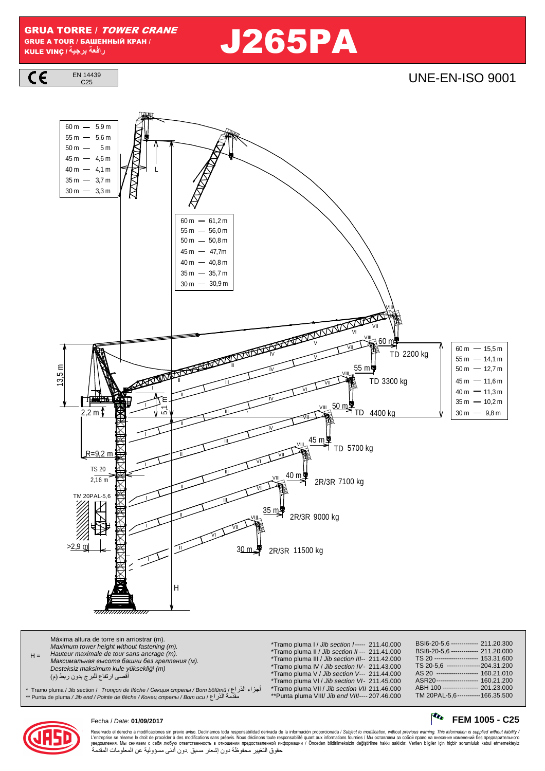# GRUA TORRE / *TOWER CRANE*

GRUE A TOUR / БАШЕННЫЙ КРАН / KULE VINÇ / رافعة برجية

# J265PA

CE EN 14439 C25

UNE-EN-ISO 9001

| | |
|---|---|
| 60 m | 5,9 m |
| 55 m | 5,6 m |
| 50 m | 5 m |
| 45 m | 4,6 m |
| 40 m | 4,1 m |
| 35 m | 3,7 m |
| 30 m | 3,3 m |

L

| | |
|---|---|
| 60 m | 61,2 m |
| 55 m | 56,0 m |
| 50 m | 50,8 m |
| 45 m | 47,7m |
| 40 m | 40,8 m |
| 35 m | 35,7 m |
| 30 m | 30,9 m |

| | |
|---|---|
| 60 m | 15,5 m |
| 55 m | 14,1 m |
| 50 m | 12,7 m |
| 45 m | 11,6 m |
| 40 m | 11,3 m |
| 35 m | 10,2 m |
| 30 m | 9,8 m |

| Jib | Load |
|---|---|
| 60 m | TD 2200 kg |
| 55 m | TD 3300 kg |
| 50 m | TD 4400 kg |
| 45 m | TD 5700 kg |
| 40 m | 2R/3R 7100 kg |
| 35 m | 2R/3R 9000 kg |
| 30 m | 2R/3R 11500 kg |

13,5 m — 5,1 m — 2,2 m — R=9,2 m — TS 20 2,16 m — TM 20PAL-5,6 — >2,9 m — H

H = Máxima altura de torre sin arriostrar (m).
*Maximum tower height without fastening (m).*
*Hauteur maximale de tour sans ancrage (m).*
*Максимальная высота башни без крепления (м).*
*Desteksiz maksimum kule yüksekliği (m)*
أقصى ارتفاع للبرج بدون ربط (م)

\* Tramo pluma / Jib section / *Tronçon de flèche / Секция стрелы / Bom bölümü* / أجزاء الذراع
\*\* Punta de pluma / *Jib end / Pointe de flèche / Конец стрелы / Bom ucu* / مقدمة الذراع

| | |
|---|---|
| *Tramo pluma I / *Jib section I* | 211.40.000 |
| *Tramo pluma II / *Jib section II* | 211.41.000 |
| *Tramo pluma III / *Jib section III* | 211.42.000 |
| *Tramo pluma IV / *Jib section IV* | 211.43.000 |
| *Tramo pluma V / *Jib section V* | 211.44.000 |
| *Tramo pluma VI / *Jib section VI* | 211.45.000 |
| *Tramo pluma VII / *Jib section VII* | 211.46.000 |
| **Punta pluma VIII/ *Jib end VIII* | 207.46.000 |

| | |
|---|---|
| BSI6-20-5,6 | 211.20.300 |
| BSI8-20-5,6 | 211.20.000 |
| TS 20 | 153.31.600 |
| TS 20-5,6 | 204.31.200 |
| AS 20 | 160.21.010 |
| ASR20 | 160.21.200 |
| ABH 100 | 201.23.000 |
| TM 20PAL-5,6 | 166.35.500 |

Fecha / *Date:* **01/09/2017**

**FEM 1005 - C25**

Reservado el derecho a modificaciones sin previo aviso. Declinamos toda responsabilidad derivada de la información proporcionada / *Subject to modification, without previous warning. This information is supplied without liability* / L'entreprise se réserve le droit de procéder à des modifications sans préavis. Nous déclinons toute responsabilité quant aux informations fournies / Мы оставляем за собой право на внесение изменений без предварительного уведомления. Мы снимаем с себя любую ответственность в отношении предоставленной информации / Önceden bildirilmeksizin değiştirilme hakkı saklıdır. Verilen bilgiler için hiçbir sorumluluk kabul etmemekteyiz
حقوق التغيير محفوظة دون إشعار مسبق .دون أدنى مسؤولية عن المعلومات المقدمة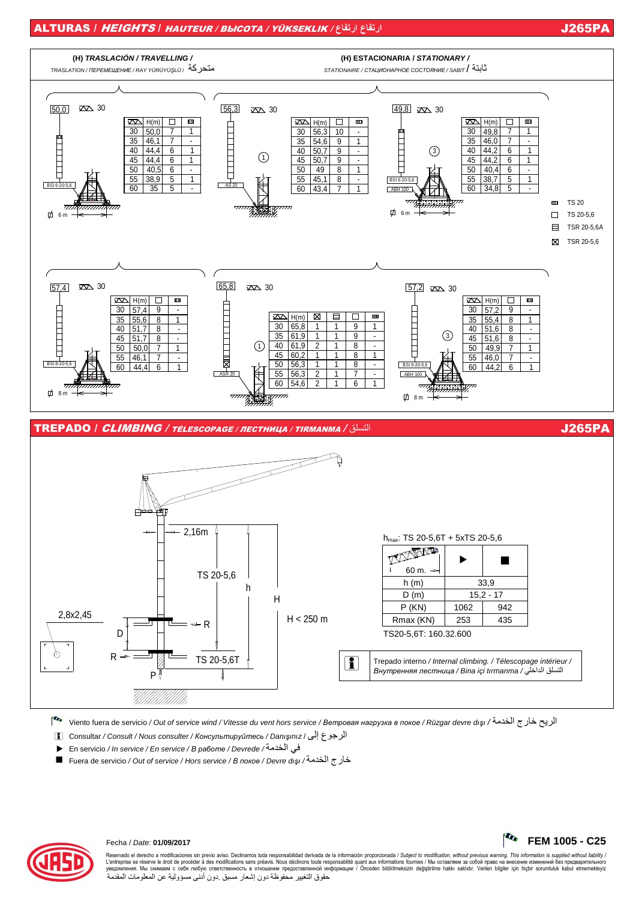# ALTURAS / *HEIGHTS* / *HAUTEUR / ВЫСОТА / YÜKSEKLIK* / ارتفاع ارتفاع — J265PA

## (H) TRASLACIÓN / *TRAVELLING* / *TRASLATION / ПЕРЕМЕЩЕНИЕ / RAY YÜRÜYÜŞLÜ* / متحركة

**50,0** — 30 — BSI 6-20-5,6 — 6 m

| | H(m) | □ | ▥ |
|---|---|---|---|
| 30 | 50,0 | 7 | 1 |
| 35 | 46,1 | 7 | - |
| 40 | 44,4 | 6 | 1 |
| 45 | 44,4 | 6 | 1 |
| 50 | 40,5 | 6 | - |
| 55 | 38,9 | 5 | 1 |
| 60 | 35 | 5 | - |

**57,4** — 30 — BSI 8-20-5,6 — 8 m

| | H(m) | □ | ▥ |
|---|---|---|---|
| 30 | 57,4 | 9 | - |
| 35 | 55,6 | 8 | 1 |
| 40 | 51,7 | 8 | - |
| 45 | 51,7 | 8 | - |
| 50 | 50,0 | 7 | 1 |
| 55 | 46,1 | 7 | - |
| 60 | 44,4 | 6 | 1 |

## (H) ESTACIONARIA / *STATIONARY* / *STATIONAIRE / СТАЦИОНАРНОЕ СОСТОЯНИЕ / SABIT* / ثابتة

**56,3** — 30 — AS 20 — (1)

| | H(m) | □ | ▥ |
|---|---|---|---|
| 30 | 56,3 | 10 | - |
| 35 | 54,6 | 9 | 1 |
| 40 | 50,7 | 9 | - |
| 45 | 50,7 | 9 | - |
| 50 | 49 | 8 | 1 |
| 55 | 45,1 | 8 | - |
| 60 | 43,4 | 7 | 1 |

**49,8** — 30 — BSI 6-20-5,6 — ABH 100 — 6 m — (3)

| | H(m) | □ | ▥ |
|---|---|---|---|
| 30 | 49,8 | 7 | 1 |
| 35 | 46,0 | 7 | - |
| 40 | 44,2 | 6 | 1 |
| 45 | 44,2 | 6 | 1 |
| 50 | 40,4 | 6 | - |
| 55 | 38,7 | 5 | 1 |
| 60 | 34,8 | 5 | - |

**65,8** — 30 — ASR 20 — (1)

| | H(m) | ⊠ | ⊟ | □ | ▥ |
|---|---|---|---|---|---|
| 30 | 65,8 | 1 | 1 | 9 | 1 |
| 35 | 61,9 | 1 | 1 | 9 | - |
| 40 | 61,9 | 2 | 1 | 8 | - |
| 45 | 60,2 | 1 | 1 | 8 | 1 |
| 50 | 56,3 | 1 | 1 | 8 | - |
| 55 | 56,3 | 2 | 1 | 7 | - |
| 60 | 54,6 | 2 | 1 | 6 | 1 |

**57,2** — 30 — BSI 8-20-5,6 — ABH 100 — 8 m — (3)

| | H(m) | □ | ▥ |
|---|---|---|---|
| 30 | 57,2 | 9 | - |
| 35 | 55,4 | 8 | 1 |
| 40 | 51,6 | 8 | - |
| 45 | 51,6 | 8 | - |
| 50 | 49,9 | 7 | 1 |
| 55 | 46,0 | 7 | - |
| 60 | 44,2 | 6 | 1 |

- ▥ TS 20
- □ TS 20-5,6
- ⊟ TSR 20-5,6A
- ⊠ TSR 20-5,6

# TREPADO / *CLIMBING* / *TÉLESCOPAGE / ЛЕСТНИЦА / TIRMANMA* / التسلق — J265PA

2,16m — TS 20-5,6 — h — H — H < 250 m — 2,8x2,45 — D — R — TS 20-5,6T — P

$h_{max}$: TS 20-5,6T + 5xTS 20-5,6

| 60 m. | ▶ | ■ |
|---|---|---|
| h (m) | 33,9 | |
| D (m) | 15,2 - 17 | |
| P (KN) | 1062 | 942 |
| Rmax (KN) | 253 | 435 |

TS20-5,6T: 160.32.600

Trepado interno / *Internal climbing.* / *Télescopage intérieur* / *Внутренняя лестница / Bina içi tırmanma* / التسلق الداخلي

- Viento fuera de servicio / *Out of service wind / Vitesse du vent hors service / Ветровая нагрузка в покое / Rüzgar devre dışı* / الريح خارج الخدمة
- Consultar / *Consult / Nous consulter / Консультируйтесь / Danışınız* / الرجوع إلى
- ▶ En servicio / *In service / En service / В работе / Devrede* / في الخدمة
- ■ Fuera de servicio / *Out of service / Hors service / В покое / Devre dışı* / خارج الخدمة

Fecha / *Date:* **01/09/2017**

**FEM 1005 - C25**

Reservado el derecho a modificaciones sin previo aviso. Declinamos toda responsabilidad derivada de la información proporcionada / *Subject to modification, without previous warning. This information is supplied without liability /* L'entreprise se réserve le droit de procéder à des modifications sans préavis. Nous déclinons toute responsabilité quant aux informations fournies / Мы оставляем за собой право на внесение изменений без предварительного уведомления. Мы снимаем с себя любую ответственность в отношении предоставленной информации / Önceden bildirilmeksizin değiştirilme hakkı saklıdır. Verilen bilgiler için hiçbir sorumluluk kabul etmemekteyiz
حقوق التغيير محفوظة دون إشعار مسبق .دون أدنى مسؤولية عن المعلومات المقدمة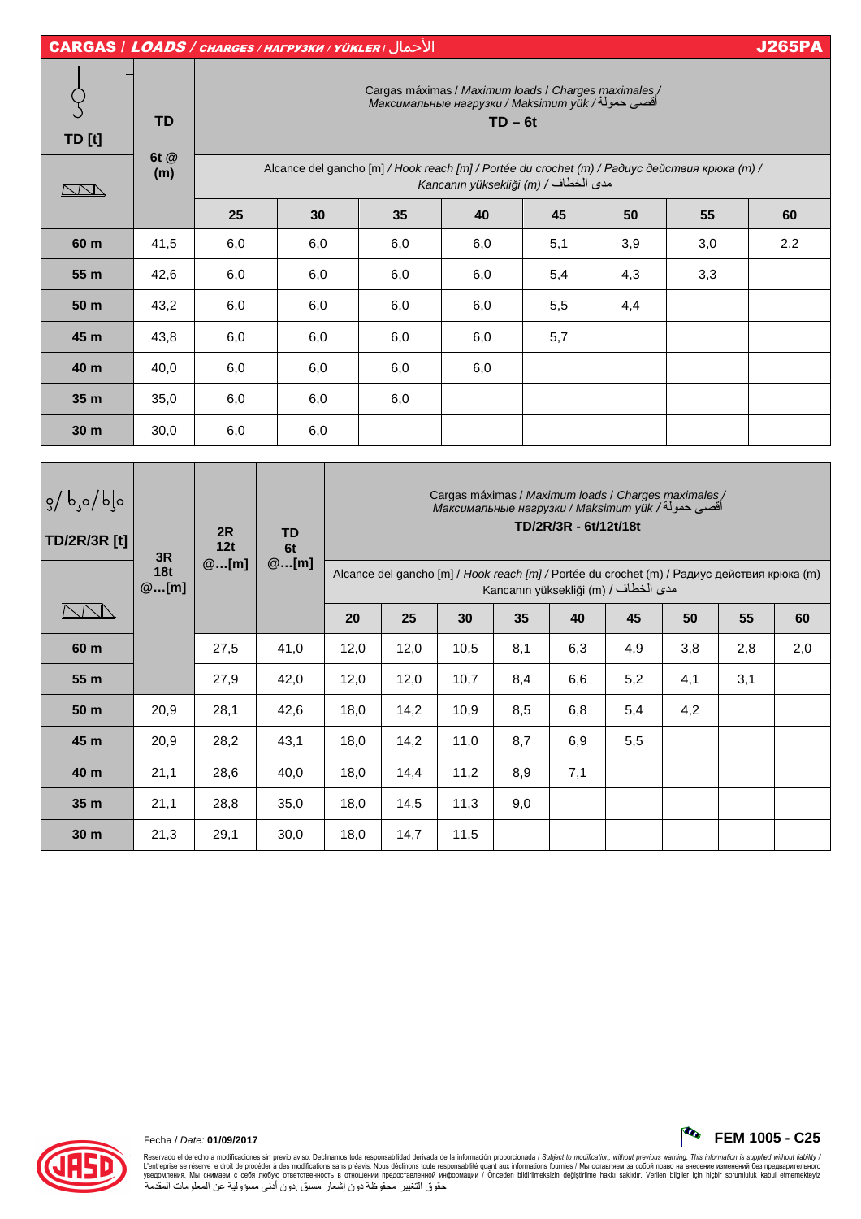## CARGAS / *LOADS* / *CHARGES / НАГРУЗКИ / YÜKLER* / الأحمال — J265PA

| TD [t] | TD 6t @ (m) | Cargas máximas / *Maximum loads / Charges maximales / Максимальные нагрузки / Maksimum yük* / أقصى حمولة — TD – 6t | | | | | | | |
|---|---|---|---|---|---|---|---|---|---|
| | | Alcance del gancho [m] / *Hook reach [m] / Portée du crochet (m) / Радиус действия крюка (m) / Kancanın yüksekliği (m)* / مدى الخطاف | | | | | | | |
| | | **25** | **30** | **35** | **40** | **45** | **50** | **55** | **60** |
| **60 m** | 41,5 | 6,0 | 6,0 | 6,0 | 6,0 | 5,1 | 3,9 | 3,0 | 2,2 |
| **55 m** | 42,6 | 6,0 | 6,0 | 6,0 | 6,0 | 5,4 | 4,3 | 3,3 | |
| **50 m** | 43,2 | 6,0 | 6,0 | 6,0 | 6,0 | 5,5 | 4,4 | | |
| **45 m** | 43,8 | 6,0 | 6,0 | 6,0 | 6,0 | 5,7 | | | |
| **40 m** | 40,0 | 6,0 | 6,0 | 6,0 | 6,0 | | | | |
| **35 m** | 35,0 | 6,0 | 6,0 | 6,0 | | | | | |
| **30 m** | 30,0 | 6,0 | 6,0 | | | | | | |

| TD/2R/3R [t] | 3R 18t @...[m] | 2R 12t @...[m] | TD 6t @...[m] | Cargas máximas / *Maximum loads / Charges maximales / Максимальные нагрузки / Maksimum yük* / أقصى حمولة — TD/2R/3R - 6t/12t/18t | | | | | | | | |
|---|---|---|---|---|---|---|---|---|---|---|---|---|
| | | | | Alcance del gancho [m] / *Hook reach [m]* / Portée du crochet (m) / Радиус действия крюка (m) Kancanın yüksekliği (m) / مدى الخطاف | | | | | | | | |
| | | | | **20** | **25** | **30** | **35** | **40** | **45** | **50** | **55** | **60** |
| **60 m** | | 27,5 | 41,0 | 12,0 | 12,0 | 10,5 | 8,1 | 6,3 | 4,9 | 3,8 | 2,8 | 2,0 |
| **55 m** | | 27,9 | 42,0 | 12,0 | 12,0 | 10,7 | 8,4 | 6,6 | 5,2 | 4,1 | 3,1 | |
| **50 m** | 20,9 | 28,1 | 42,6 | 18,0 | 14,2 | 10,9 | 8,5 | 6,8 | 5,4 | 4,2 | | |
| **45 m** | 20,9 | 28,2 | 43,1 | 18,0 | 14,2 | 11,0 | 8,7 | 6,9 | 5,5 | | | |
| **40 m** | 21,1 | 28,6 | 40,0 | 18,0 | 14,4 | 11,2 | 8,9 | 7,1 | | | | |
| **35 m** | 21,1 | 28,8 | 35,0 | 18,0 | 14,5 | 11,3 | 9,0 | | | | | |
| **30 m** | 21,3 | 29,1 | 30,0 | 18,0 | 14,7 | 11,5 | | | | | | |

Fecha / *Date:* **01/09/2017**

**FEM 1005 - C25**

Reservado el derecho a modificaciones sin previo aviso. Declinamos toda responsabilidad derivada de la información proporcionada / *Subject to modification, without previous warning. This information is supplied without liability* / L'entreprise se réserve le droit de procéder à des modifications sans préavis. Nous déclinons toute responsabilité quant aux informations fournies / Мы оставляем за собой право на внесение изменений без предварительного уведомления. Мы снимаем с себя любую ответственность в отношении предоставленной информации / Önceden bildirilmeksizin değiştirilme hakkı saklıdır. Verilen bilgiler için hiçbir sorumluluk kabul etmemekteyiz
حقوق التغيير محفوظة دون إشعار مسبق .دون أدنى مسؤولية عن المعلومات المقدمة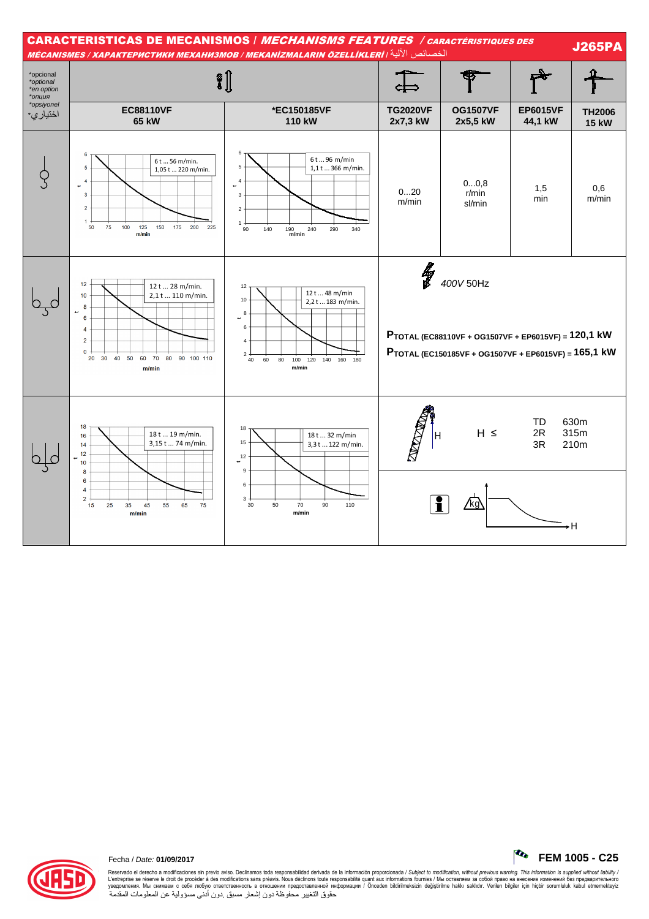# CARACTERISTICAS DE MECANISMOS / *MECHANISMS FEATURES* / CARACTÉRISTIQUES DES MÉCANISMES / ХАРАКТЕРИСТИКИ МЕХАНИЗМОВ / MEKANİZMALARIN ÖZELLİKLERİ / الخصائص الآلية

**J265PA**

| *opcional *optional *en option *опция *opsiyonel *اختياري | **EC88110VF 65 kW** | ***EC150185VF 110 kW** | **TG2020VF 2x7,3 kW** | **OG1507VF 2x5,5 kW** | **EP6015VF 44,1 kW** | **TH2006 15 kW** |
|---|---|---|---|---|---|---|
| | 6 t ... 56 m/min. 1,05 t ... 220 m/min. | 6 t ... 96 m/min 1,1 t ... 366 m/min. | 0...20 m/min | 0...0,8 r/min sl/min | 1,5 min | 0,6 m/min |
| | 12 t ... 28 m/min. 2,1 t ... 110 m/min. | 12 t ... 48 m/min 2,2 t ... 183 m/min. | 400V 50Hz | | | |
| | 18 t ... 19 m/min. 3,15 t ... 74 m/min. | 18 t ... 32 m/min 3,3 t ... 122 m/min. | H ≤ TD 630m, 2R 315m, 3R 210m | | | |

PTOTAL (EC88110VF + OG1507VF + EP6015VF) = 120,1 kW

PTOTAL (EC150185VF + OG1507VF + EP6015VF) = 165,1 kW

Fecha / *Date:* **01/09/2017**

**FEM 1005 - C25**

Reservado el derecho a modificaciones sin previo aviso. Declinamos toda responsabilidad derivada de la información proporcionada / *Subject to modification, without previous warning. This information is supplied without liability* / L'entreprise se réserve le droit de procéder à des modifications sans préavis. Nous déclinons toute responsabilité quant aux informations fournies / Мы оставляем за собой право на внесение изменений без предварительного уведомления. Мы снимаем с себя любую ответственность в отношении предоставленной информации / Önceden bildirilmeksizin değiştirilme hakkı saklıdır. Verilen bilgiler için hiçbir sorumluluk kabul etmemekteyiz
حقوق التغيير محفوظة دون إشعار مسبق .دون أدنى مسؤولية عن المعلومات المقدمة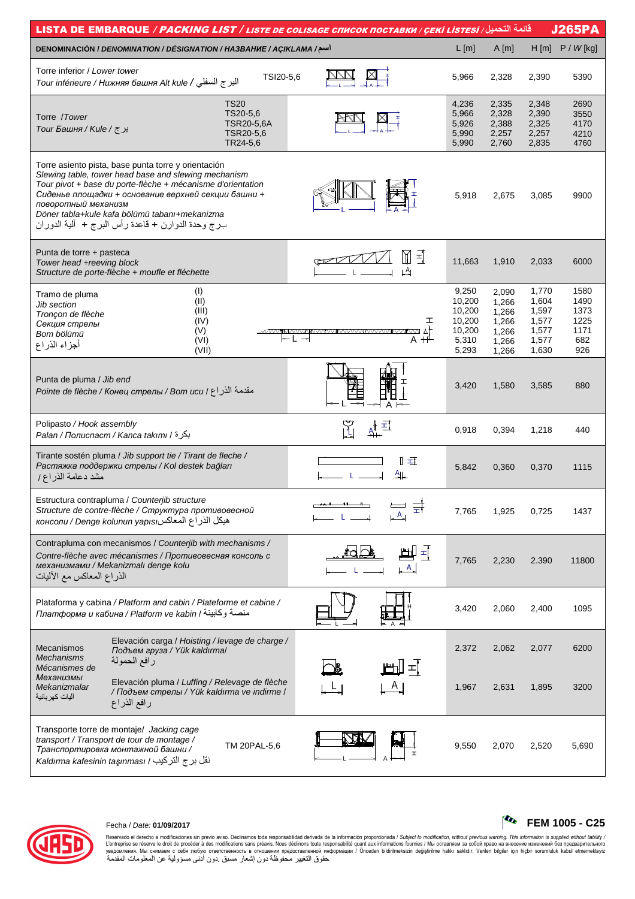## LISTA DE EMBARQUE / *PACKING LIST* / *LISTE DE COLISAGE* *СПИСОК ПОСТАВКИ* / *ÇEKİ LİSTESİ* / قائمة التحميل — J265PA

| DENOMINACIÓN / *DENOMINATION* / *DÉSIGNATION* / *НАЗВАНИЕ* / *AÇIKLAMA* / اسم | | L [m] | A [m] | H [m] | P / *W* [kg] |
|---|---|---|---|---|---|
| Torre inferior / *Lower tower* / *Tour inférieure* / *Нижняя башня* *Alt kule* / البرج السفلي | TSI20-5,6 | 5,966 | 2,328 | 2,390 | 5390 |
| Torre / *Tower* / *Tour* *Башня* / *Kule* / برج | TS20 | 4,236 | 2,335 | 2,348 | 2690 |
| | TS20-5,6 | 5,966 | 2,328 | 2,390 | 3550 |
| | TSR20-5,6A | 5,926 | 2,388 | 2,325 | 4170 |
| | TSR20-5,6 | 5,990 | 2,257 | 2,257 | 4210 |
| | TR24-5,6 | 5,990 | 2,760 | 2,835 | 4760 |
| Torre asiento pista, base punta torre y orientación / *Slewing table, tower head base and slewing mechanism* / *Tour pivot + base du porte-flèche + mécanisme d'orientation* / *Сиденье площадки + основание верхней секции башни + поворотный механизм* / *Döner tabla+kule kafa bölümü tabanı+mekanizma* / بـرج وحدة الدوارن + قاعدة رأس البرج + آلية الدوران | | 5,918 | 2,675 | 3,085 | 9900 |
| Punta de torre + pasteca / *Tower head +reeving block* / *Structure de porte-flèche + moufle et fléchette* | | 11,663 | 1,910 | 2,033 | 6000 |
| Tramo de pluma / *Jib section* / *Tronçon de flèche* / *Секция стрелы* / *Bom bölümü* / أجزاء الذراع | (I) | 9,250 | 2,090 | 1,770 | 1580 |
| | (II) | 10,200 | 1,266 | 1,604 | 1490 |
| | (III) | 10,200 | 1,266 | 1,597 | 1373 |
| | (IV) | 10,200 | 1,266 | 1,577 | 1225 |
| | (V) | 10,200 | 1,266 | 1,577 | 1171 |
| | (VI) | 5,310 | 1,266 | 1,577 | 682 |
| | (VII) | 5,293 | 1,266 | 1,630 | 926 |
| Punta de pluma / *Jib end* / *Pointe de flèche* / *Конец стрелы* / *Bom ucu* / مقدمة الذراع | | 3,420 | 1,580 | 3,585 | 880 |
| Polipasto / *Hook assembly* / *Palan* / *Полиспаст* / *Kanca takımı* / بكرة | | 0,918 | 0,394 | 1,218 | 440 |
| Tirante sostén pluma / *Jib support tie* / *Tirant de fleche* / *Растяжка поддержки стрелы* / *Kol destek bağları* / مشد دعامة الذراع | | 5,842 | 0,360 | 0,370 | 1115 |
| Estructura contrapluma / *Counterjib structure* / *Structure de contre-flèche* / *Структура противовесной консоли* / *Denge kolunun yapısı* هيكل الذراع المعاكس | | 7,765 | 1,925 | 0,725 | 1437 |
| Contrapluma con mecanismos / *Counterjib with mechanisms* / *Contre-flèche avec mécanismes* / *Противовесная консоль с механизмами* / *Mekanizmalı denge kolu* / الذراع المعاكس مع الآليات | | 7,765 | 2,230 | 2.390 | 11800 |
| Plataforma y cabina / *Platform and cabin* / *Plateforme et cabine* / *Платформа и кабина* / *Platform ve kabin* / منصة وكابينة | | 3,420 | 2,060 | 2,400 | 1095 |
| Mecanismos / *Mechanisms* / *Mécanismes de* / *Механизмы* / *Mekanizmalar* / آليات كهربائية | Elevación carga / *Hoisting* / *levage de charge* / *Подъем груза* / *Yük kaldırma* / رافع الحمولة | 2,372 | 2,062 | 2,077 | 6200 |
| | Elevación pluma / *Luffing* / *Relevage de flèche* / *Подъем стрелы* / *Yük kaldırma ve indirme* / رافع الذراع | 1,967 | 2,631 | 1,895 | 3200 |
| Transporte torre de montaje / *Jacking cage transport* / *Transport de tour de montage* / *Транспортировка монтажной башни* / *Kaldırma kafesinin taşınması* / نقل برج التركيب | TM 20PAL-5,6 | 9,550 | 2,070 | 2,520 | 5,690 |

Fecha / *Date:* **01/09/2017**

**FEM 1005 - C25**

Reservado el derecho a modificaciones sin previo aviso. Declinamos toda responsabilidad derivada de la información proporcionada / *Subject to modification, without previous warning. This information is supplied without liability* / L'entreprise se réserve le droit de procéder à des modifications sans préavis. Nous déclinons toute responsabilité quant aux informations fournies / Мы оставляем за собой право на внесение изменений без предварительного уведомления. Мы снимаем с себя любую ответственность в отношении предоставленной информации / Önceden bildirilmeksizin değiştirilme hakkı saklıdır. Verilen bilgiler için hiçbir sorumluluk kabul etmemekteyiz
حقوق التغيير محفوظة دون إشعار مسبق .دون أدنى مسؤولية عن المعلومات المقدمة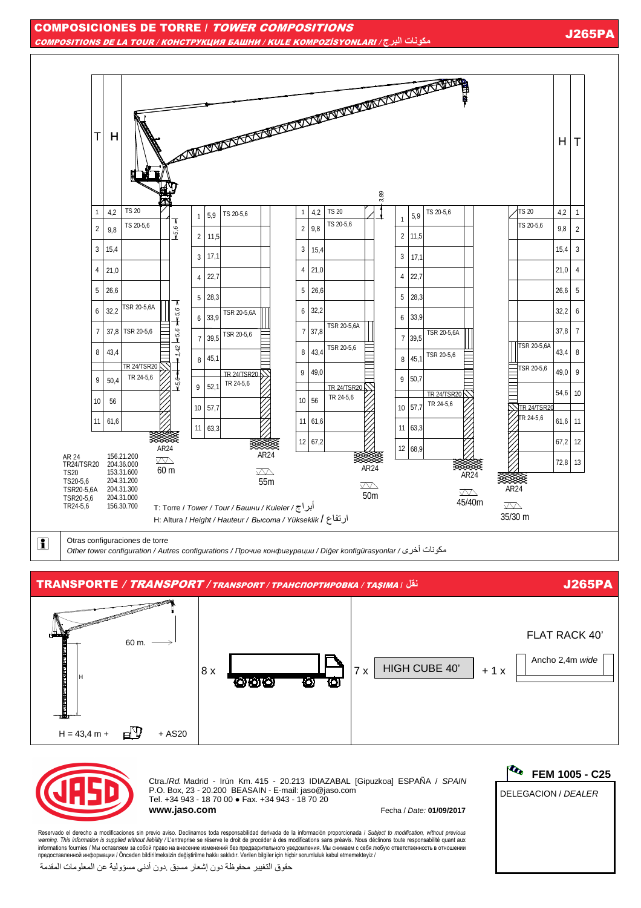# COMPOSICIONES DE TORRE / *TOWER COMPOSITIONS*

*COMPOSITIONS DE LA TOUR / КОНСТРУКЦИЯ БАШНИ / KULE KOMPOZİSYONLARI / مكونات البرج*

J265PA

T H

H T

3,89

5,6

5,6

5,6

1,42

5,6

**60 m**

| T | H | |
|---|---|---|
| 1 | 4,2 | TS 20 |
| 2 | 9,8 | TS 20-5,6 |
| 3 | 15,4 | |
| 4 | 21,0 | |
| 5 | 26,6 | |
| 6 | 32,2 | TSR 20-5,6A |
| 7 | 37,8 | TSR 20-5,6 |
| 8 | 43,4 | |
| | | TR 24/TSR20 |
| 9 | 50,4 | TR 24-5,6 |
| 10 | 56 | |
| 11 | 61,6 | |
| | | AR24 |

**55m**

| T | H | |
|---|---|---|
| 1 | 5,9 | TS 20-5,6 |
| 2 | 11,5 | |
| 3 | 17,1 | |
| 4 | 22,7 | |
| 5 | 28,3 | |
| 6 | 33,9 | TSR 20-5,6A |
| 7 | 39,5 | TSR 20-5,6 |
| 8 | 45,1 | |
| | | TR 24/TSR20 |
| 9 | 52,1 | TR 24-5,6 |
| 10 | 57,7 | |
| 11 | 63,3 | |
| | | AR24 |

**50m**

| T | H | |
|---|---|---|
| 1 | 4,2 | TS 20 |
| 2 | 9,8 | TS 20-5,6 |
| 3 | 15,4 | |
| 4 | 21,0 | |
| 5 | 26,6 | |
| 6 | 32,2 | |
| 7 | 37,8 | TSR 20-5,6A |
| 8 | 43,4 | TSR 20-5,6 |
| 9 | 49,0 | |
| | | TR 24/TSR20 |
| 10 | 56 | TR 24-5,6 |
| 11 | 61,6 | |
| 12 | 67,2 | |
| | | AR24 |

**45/40m**

| T | H | |
|---|---|---|
| 1 | 5,9 | TS 20-5,6 |
| 2 | 11,5 | |
| 3 | 17,1 | |
| 4 | 22,7 | |
| 5 | 28,3 | |
| 6 | 33,9 | |
| 7 | 39,5 | TSR 20-5,6A |
| 8 | 45,1 | TSR 20-5,6 |
| 9 | 50,7 | |
| | | TR 24/TSR20 |
| 10 | 57,7 | TR 24-5,6 |
| 11 | 63,3 | |
| 12 | 68,9 | |
| | | AR24 |

**35/30 m**

| | H | T |
|---|---|---|
| TS 20 | 4,2 | 1 |
| TS 20-5,6 | 9,8 | 2 |
| | 15,4 | 3 |
| | 21,0 | 4 |
| | 26,6 | 5 |
| | 32,2 | 6 |
| | 37,8 | 7 |
| TSR 20-5,6A | 43,4 | 8 |
| TSR 20-5,6 | 49,0 | 9 |
| | 54,6 | 10 |
| TR 24/TSR20 | | |
| TR 24-5,6 | 61,6 | 11 |
| | 67,2 | 12 |
| | 72,8 | 13 |
| AR24 | | |

| | |
|---|---|
| AR 24 | 156.21.200 |
| TR24/TSR20 | 204.36.000 |
| TS20 | 153.31.600 |
| TS20-5,6 | 204.31.200 |
| TSR20-5,6A | 204.31.300 |
| TSR20-5,6 | 204.31.000 |
| TR24-5,6 | 156.30.700 |

T: Torre / *Tower / Tour / Башни / Kuleler* / أبراج

H: Altura / *Height / Hauteur / Высома / Yükseklik* / ارتفاع

Otras configuraciones de torre

*Other tower configuration / Autres configurations / Прочие конфигурации / Diğer konfigürasyonlar* / مكونات أخرى

# TRANSPORTE / *TRANSPORT / TRANSPORT / ТРАНСПОРТИРОВКА / TAŞIMA* / نقل

J265PA

60 m.

H

H = 43,4 m + + AS20

8 x

7 x HIGH CUBE 40' + 1 x FLAT RACK 40' — Ancho 2,4m *wide*

Ctra./*Rd.* Madrid - Irún Km. 415 - 20.213 IDIAZABAL [Gipuzkoa] ESPAÑA / *SPAIN*
P.O. Box, 23 - 20.200 BEASAIN - E-mail: jaso@jaso.com
Tel. +34 943 - 18 70 00 ● Fax. +34 943 - 18 70 20
**www.jaso.com**

Fecha / *Date:* **01/09/2017**

**FEM 1005 - C25**

DELEGACION / *DEALER*

Reservado el derecho a modificaciones sin previo aviso. Declinamos toda responsabilidad derivada de la información proporcionada / *Subject to modification, without previous warning. This information is supplied without liability* / L'entreprise se réserve le droit de procéder à des modifications sans préavis. Nous déclinons toute responsabilité quant aux informations fournies / Мы оставляем за собой право на внесение изменений без предварительного уведомления. Мы снимаем с себя любую ответственность в отношении предоставленной информации / Önceden bildirilmeksizin değiştirilme hakkı saklıdır. Verilen bilgiler için hiçbir sorumluluk kabul etmemekteyiz /

حقوق التغيير محفوظة دون إشعار مسبق .دون أدنى مسؤولية عن المعلومات المقدمة